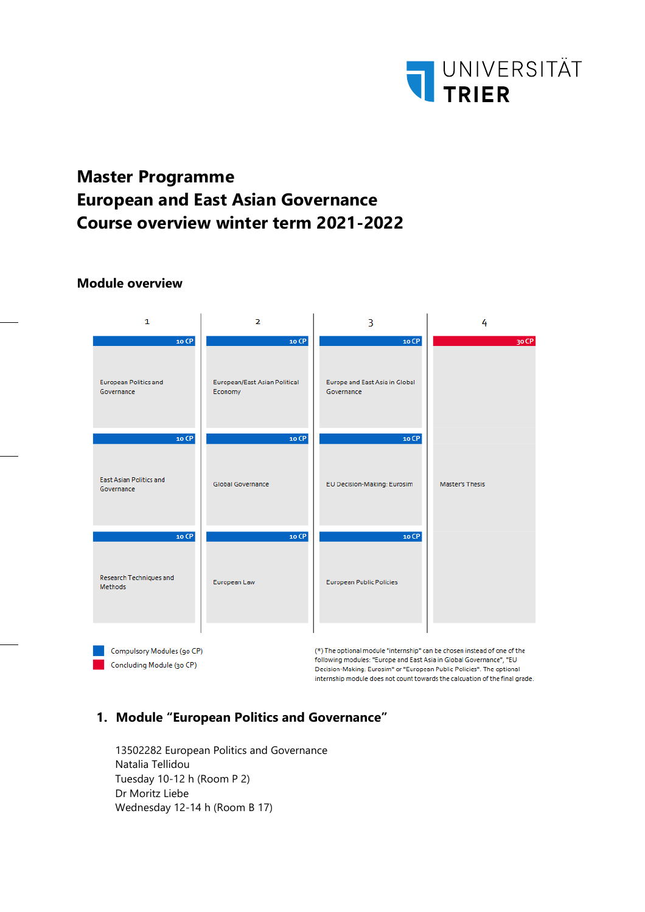UNIVERSITÄT TRIER

# Master Programme
# European and East Asian Governance
# Course overview winter term 2021-2022

## Module overview

| 1 | 2 | 3 | 4 |
|---|---|---|---|
| 10 CP<br>European Politics and Governance | 10 CP<br>European/East Asian Political Economy | 10 CP<br>Europe and East Asia in Global Governance | 30 CP<br>Master's Thesis |
| 10 CP<br>East Asian Politics and Governance | 10 CP<br>Global Governance | 10 CP<br>EU Decision-Making: Eurosim | |
| 10 CP<br>Research Techniques and Methods | 10 CP<br>European Law | 10 CP<br>European Public Policies | |

Compulsory Modules (90 CP)

Concluding Module (30 CP)

(*) The optional module "internship" can be chosen instead of one of the following modules: "Europe and East Asia in Global Governance", "EU Decision-Making. Eurosim" or "European Public Policies". The optional internship module does not count towards the calcuation of the final grade.

## 1. Module "European Politics and Governance"

13502282 European Politics and Governance  
Natalia Tellidou  
Tuesday 10-12 h (Room P 2)  
Dr Moritz Liebe  
Wednesday 12-14 h (Room B 17)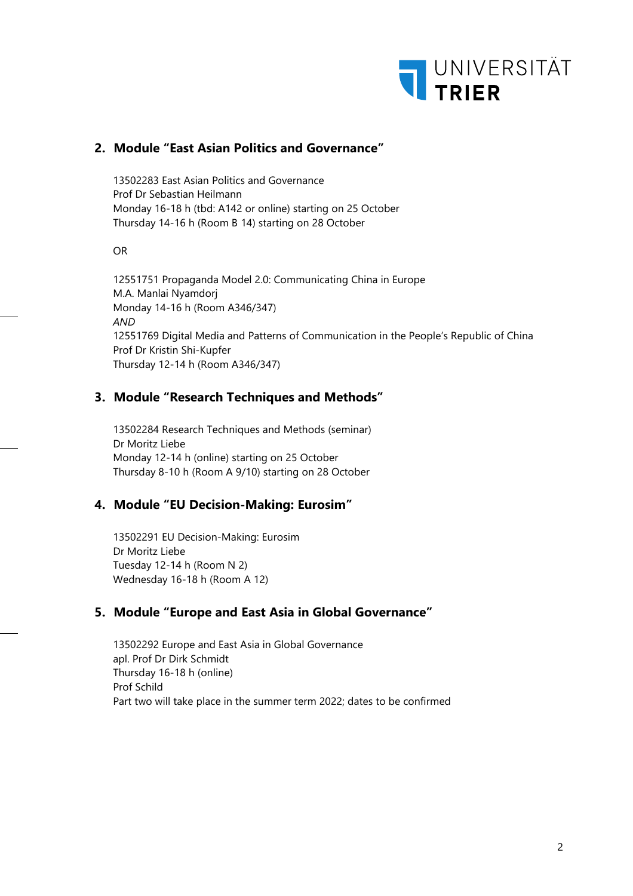## 2. Module "East Asian Politics and Governance"

13502283 East Asian Politics and Governance
Prof Dr Sebastian Heilmann
Monday 16-18 h (tbd: A142 or online) starting on 25 October
Thursday 14-16 h (Room B 14) starting on 28 October

OR

12551751 Propaganda Model 2.0: Communicating China in Europe
M.A. Manlai Nyamdorj
Monday 14-16 h (Room A346/347)
*AND*
12551769 Digital Media and Patterns of Communication in the People's Republic of China
Prof Dr Kristin Shi-Kupfer
Thursday 12-14 h (Room A346/347)

## 3. Module "Research Techniques and Methods"

13502284 Research Techniques and Methods (seminar)
Dr Moritz Liebe
Monday 12-14 h (online) starting on 25 October
Thursday 8-10 h (Room A 9/10) starting on 28 October

## 4. Module "EU Decision-Making: Eurosim"

13502291 EU Decision-Making: Eurosim
Dr Moritz Liebe
Tuesday 12-14 h (Room N 2)
Wednesday 16-18 h (Room A 12)

## 5. Module "Europe and East Asia in Global Governance"

13502292 Europe and East Asia in Global Governance
apl. Prof Dr Dirk Schmidt
Thursday 16-18 h (online)
Prof Schild
Part two will take place in the summer term 2022; dates to be confirmed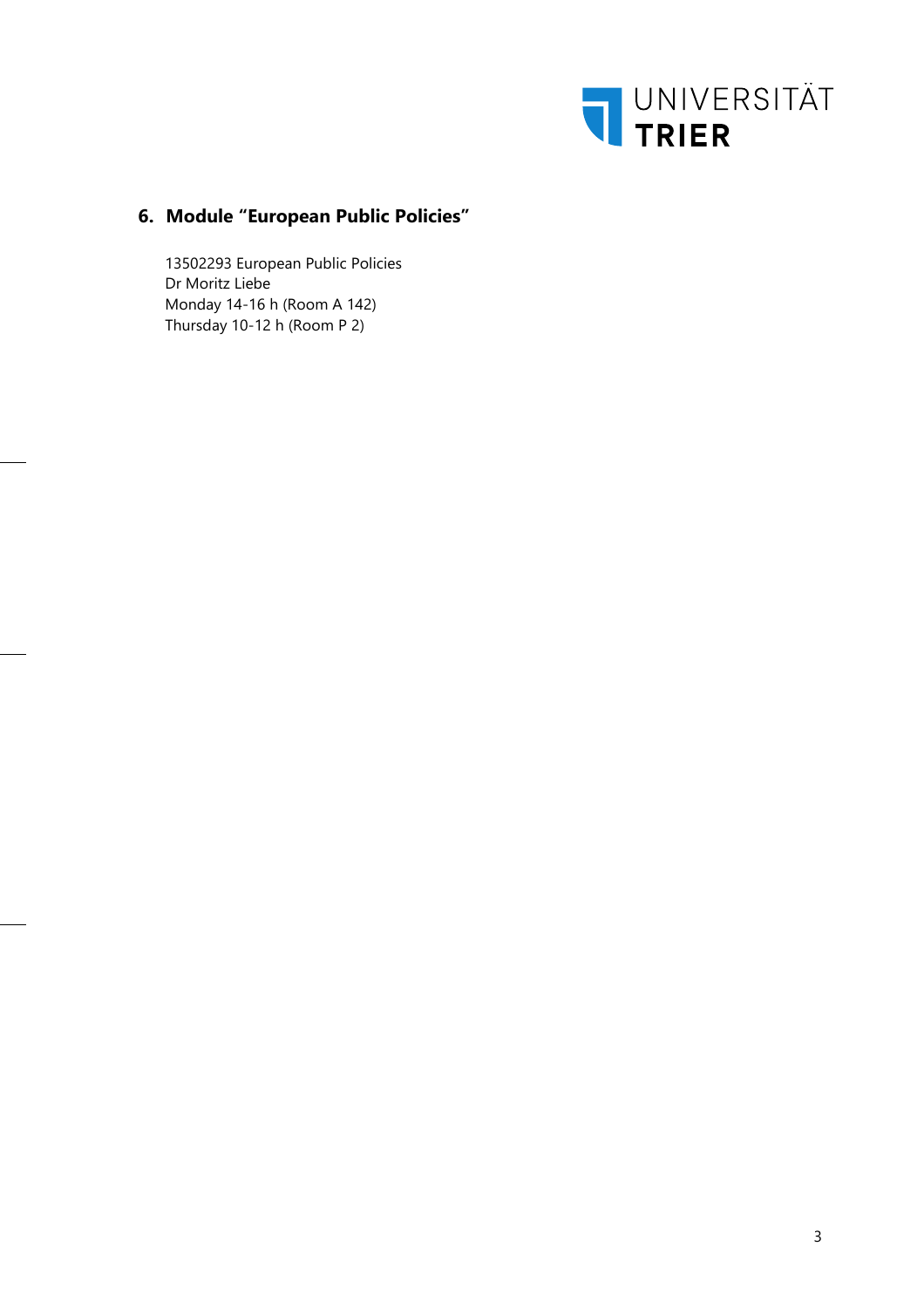## 6. Module "European Public Policies"

13502293 European Public Policies
Dr Moritz Liebe
Monday 14-16 h (Room A 142)
Thursday 10-12 h (Room P 2)